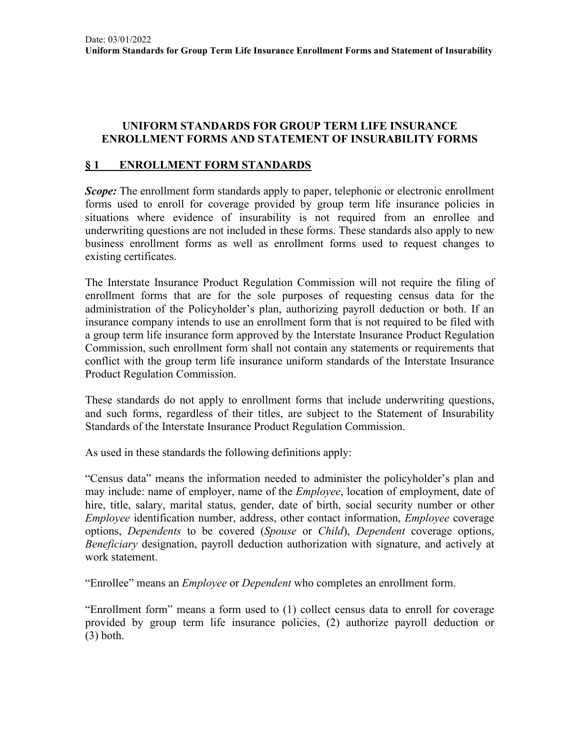# UNIFORM STANDARDS FOR GROUP TERM LIFE INSURANCE ENROLLMENT FORMS AND STATEMENT OF INSURABILITY FORMS

## § 1 ENROLLMENT FORM STANDARDS

***Scope:*** The enrollment form standards apply to paper, telephonic or electronic enrollment forms used to enroll for coverage provided by group term life insurance policies in situations where evidence of insurability is not required from an enrollee and underwriting questions are not included in these forms. These standards also apply to new business enrollment forms as well as enrollment forms used to request changes to existing certificates.

The Interstate Insurance Product Regulation Commission will not require the filing of enrollment forms that are for the sole purposes of requesting census data for the administration of the Policyholder's plan, authorizing payroll deduction or both. If an insurance company intends to use an enrollment form that is not required to be filed with a group term life insurance form approved by the Interstate Insurance Product Regulation Commission, such enrollment form shall not contain any statements or requirements that conflict with the group term life insurance uniform standards of the Interstate Insurance Product Regulation Commission.

These standards do not apply to enrollment forms that include underwriting questions, and such forms, regardless of their titles, are subject to the Statement of Insurability Standards of the Interstate Insurance Product Regulation Commission.

As used in these standards the following definitions apply:

"Census data" means the information needed to administer the policyholder's plan and may include: name of employer, name of the *Employee*, location of employment, date of hire, title, salary, marital status, gender, date of birth, social security number or other *Employee* identification number, address, other contact information, *Employee* coverage options, *Dependents* to be covered (*Spouse* or *Child*), *Dependent* coverage options, *Beneficiary* designation, payroll deduction authorization with signature, and actively at work statement.

"Enrollee" means an *Employee* or *Dependent* who completes an enrollment form.

"Enrollment form" means a form used to (1) collect census data to enroll for coverage provided by group term life insurance policies, (2) authorize payroll deduction or (3) both.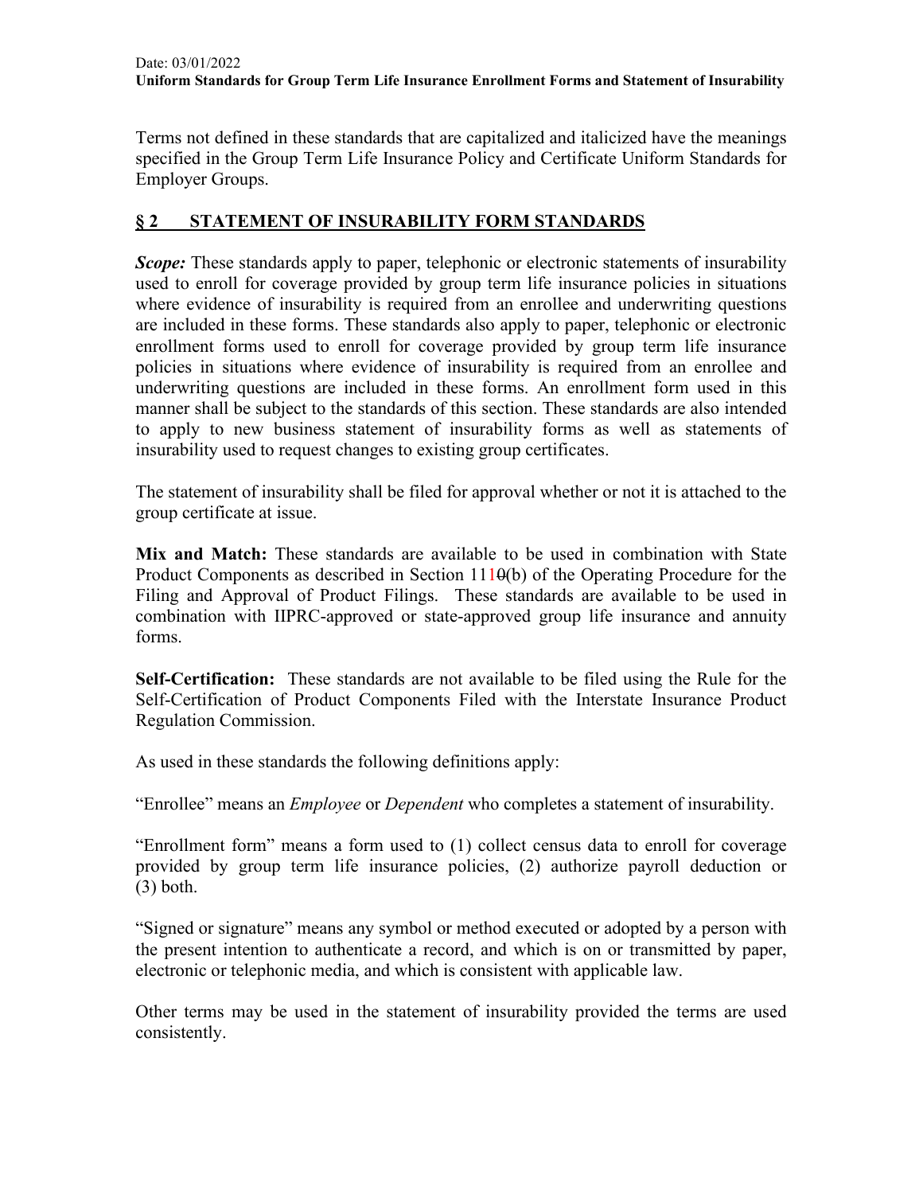Terms not defined in these standards that are capitalized and italicized have the meanings specified in the Group Term Life Insurance Policy and Certificate Uniform Standards for Employer Groups.

## § 2 STATEMENT OF INSURABILITY FORM STANDARDS

***Scope:*** These standards apply to paper, telephonic or electronic statements of insurability used to enroll for coverage provided by group term life insurance policies in situations where evidence of insurability is required from an enrollee and underwriting questions are included in these forms. These standards also apply to paper, telephonic or electronic enrollment forms used to enroll for coverage provided by group term life insurance policies in situations where evidence of insurability is required from an enrollee and underwriting questions are included in these forms. An enrollment form used in this manner shall be subject to the standards of this section. These standards are also intended to apply to new business statement of insurability forms as well as statements of insurability used to request changes to existing group certificates.

The statement of insurability shall be filed for approval whether or not it is attached to the group certificate at issue.

**Mix and Match:** These standards are available to be used in combination with State Product Components as described in Section 111~~0~~(b) of the Operating Procedure for the Filing and Approval of Product Filings. These standards are available to be used in combination with IIPRC-approved or state-approved group life insurance and annuity forms.

**Self-Certification:** These standards are not available to be filed using the Rule for the Self-Certification of Product Components Filed with the Interstate Insurance Product Regulation Commission.

As used in these standards the following definitions apply:

"Enrollee" means an *Employee* or *Dependent* who completes a statement of insurability.

"Enrollment form" means a form used to (1) collect census data to enroll for coverage provided by group term life insurance policies, (2) authorize payroll deduction or (3) both.

"Signed or signature" means any symbol or method executed or adopted by a person with the present intention to authenticate a record, and which is on or transmitted by paper, electronic or telephonic media, and which is consistent with applicable law.

Other terms may be used in the statement of insurability provided the terms are used consistently.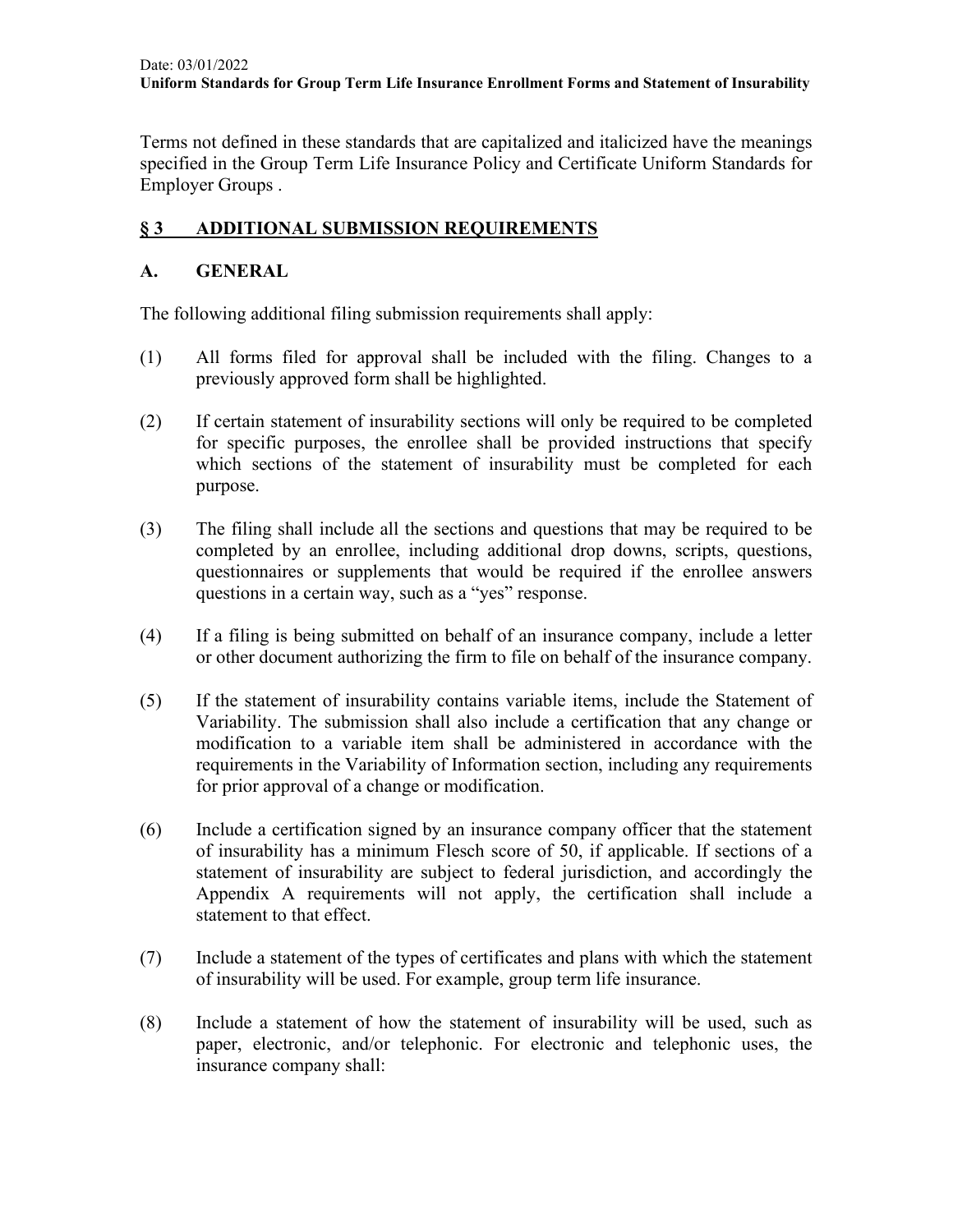Terms not defined in these standards that are capitalized and italicized have the meanings specified in the Group Term Life Insurance Policy and Certificate Uniform Standards for Employer Groups .

## § 3 ADDITIONAL SUBMISSION REQUIREMENTS

### A. GENERAL

The following additional filing submission requirements shall apply:

(1) All forms filed for approval shall be included with the filing. Changes to a previously approved form shall be highlighted.

(2) If certain statement of insurability sections will only be required to be completed for specific purposes, the enrollee shall be provided instructions that specify which sections of the statement of insurability must be completed for each purpose.

(3) The filing shall include all the sections and questions that may be required to be completed by an enrollee, including additional drop downs, scripts, questions, questionnaires or supplements that would be required if the enrollee answers questions in a certain way, such as a "yes" response.

(4) If a filing is being submitted on behalf of an insurance company, include a letter or other document authorizing the firm to file on behalf of the insurance company.

(5) If the statement of insurability contains variable items, include the Statement of Variability. The submission shall also include a certification that any change or modification to a variable item shall be administered in accordance with the requirements in the Variability of Information section, including any requirements for prior approval of a change or modification.

(6) Include a certification signed by an insurance company officer that the statement of insurability has a minimum Flesch score of 50, if applicable. If sections of a statement of insurability are subject to federal jurisdiction, and accordingly the Appendix A requirements will not apply, the certification shall include a statement to that effect.

(7) Include a statement of the types of certificates and plans with which the statement of insurability will be used. For example, group term life insurance.

(8) Include a statement of how the statement of insurability will be used, such as paper, electronic, and/or telephonic. For electronic and telephonic uses, the insurance company shall: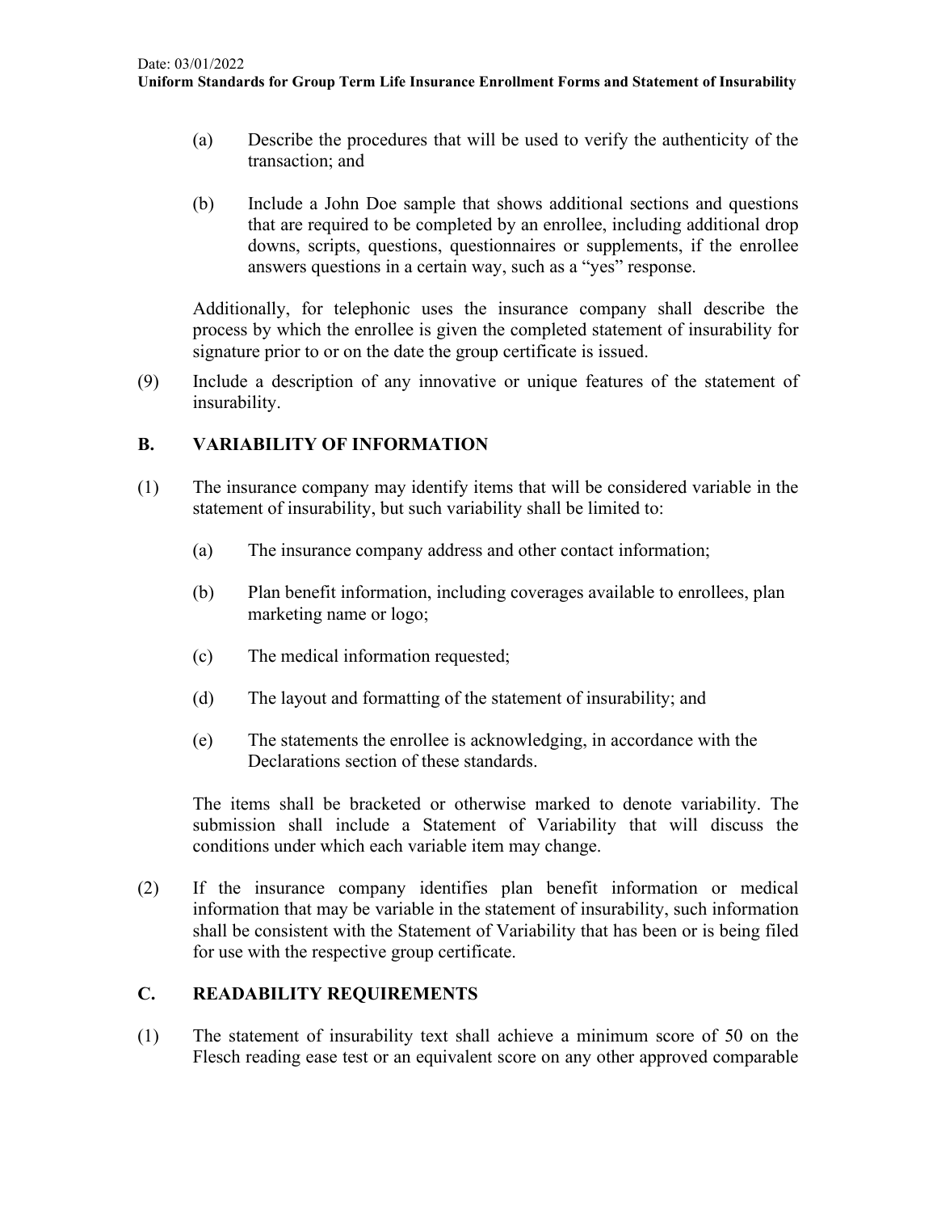(a) Describe the procedures that will be used to verify the authenticity of the transaction; and

(b) Include a John Doe sample that shows additional sections and questions that are required to be completed by an enrollee, including additional drop downs, scripts, questions, questionnaires or supplements, if the enrollee answers questions in a certain way, such as a "yes" response.

Additionally, for telephonic uses the insurance company shall describe the process by which the enrollee is given the completed statement of insurability for signature prior to or on the date the group certificate is issued.

(9) Include a description of any innovative or unique features of the statement of insurability.

## B. VARIABILITY OF INFORMATION

(1) The insurance company may identify items that will be considered variable in the statement of insurability, but such variability shall be limited to:

(a) The insurance company address and other contact information;

(b) Plan benefit information, including coverages available to enrollees, plan marketing name or logo;

(c) The medical information requested;

(d) The layout and formatting of the statement of insurability; and

(e) The statements the enrollee is acknowledging, in accordance with the Declarations section of these standards.

The items shall be bracketed or otherwise marked to denote variability. The submission shall include a Statement of Variability that will discuss the conditions under which each variable item may change.

(2) If the insurance company identifies plan benefit information or medical information that may be variable in the statement of insurability, such information shall be consistent with the Statement of Variability that has been or is being filed for use with the respective group certificate.

## C. READABILITY REQUIREMENTS

(1) The statement of insurability text shall achieve a minimum score of 50 on the Flesch reading ease test or an equivalent score on any other approved comparable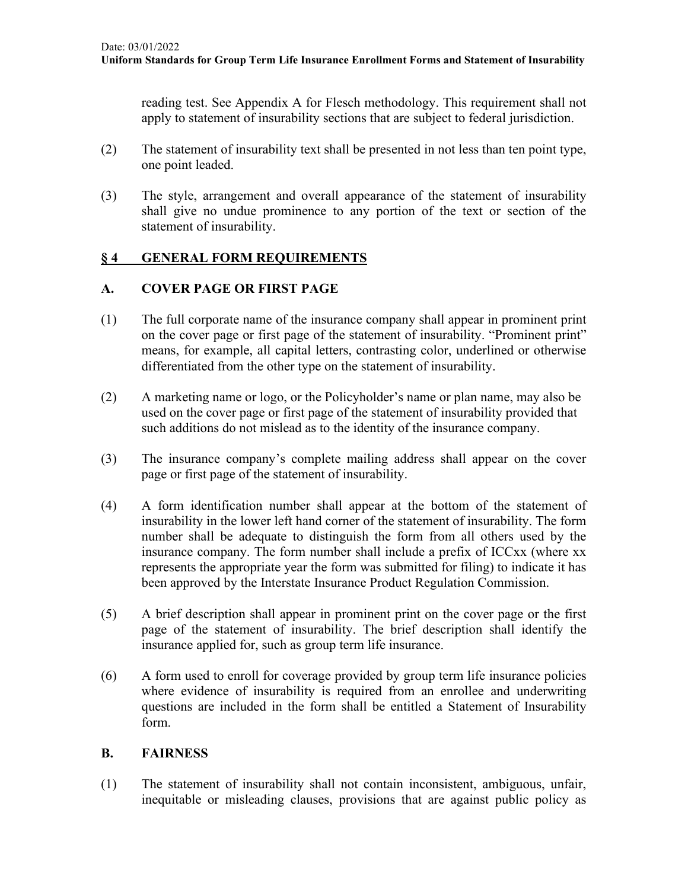reading test. See Appendix A for Flesch methodology. This requirement shall not apply to statement of insurability sections that are subject to federal jurisdiction.

(2) The statement of insurability text shall be presented in not less than ten point type, one point leaded.

(3) The style, arrangement and overall appearance of the statement of insurability shall give no undue prominence to any portion of the text or section of the statement of insurability.

## § 4 GENERAL FORM REQUIREMENTS

### A. COVER PAGE OR FIRST PAGE

(1) The full corporate name of the insurance company shall appear in prominent print on the cover page or first page of the statement of insurability. "Prominent print" means, for example, all capital letters, contrasting color, underlined or otherwise differentiated from the other type on the statement of insurability.

(2) A marketing name or logo, or the Policyholder's name or plan name, may also be used on the cover page or first page of the statement of insurability provided that such additions do not mislead as to the identity of the insurance company.

(3) The insurance company's complete mailing address shall appear on the cover page or first page of the statement of insurability.

(4) A form identification number shall appear at the bottom of the statement of insurability in the lower left hand corner of the statement of insurability. The form number shall be adequate to distinguish the form from all others used by the insurance company. The form number shall include a prefix of ICCxx (where xx represents the appropriate year the form was submitted for filing) to indicate it has been approved by the Interstate Insurance Product Regulation Commission.

(5) A brief description shall appear in prominent print on the cover page or the first page of the statement of insurability. The brief description shall identify the insurance applied for, such as group term life insurance.

(6) A form used to enroll for coverage provided by group term life insurance policies where evidence of insurability is required from an enrollee and underwriting questions are included in the form shall be entitled a Statement of Insurability form.

### B. FAIRNESS

(1) The statement of insurability shall not contain inconsistent, ambiguous, unfair, inequitable or misleading clauses, provisions that are against public policy as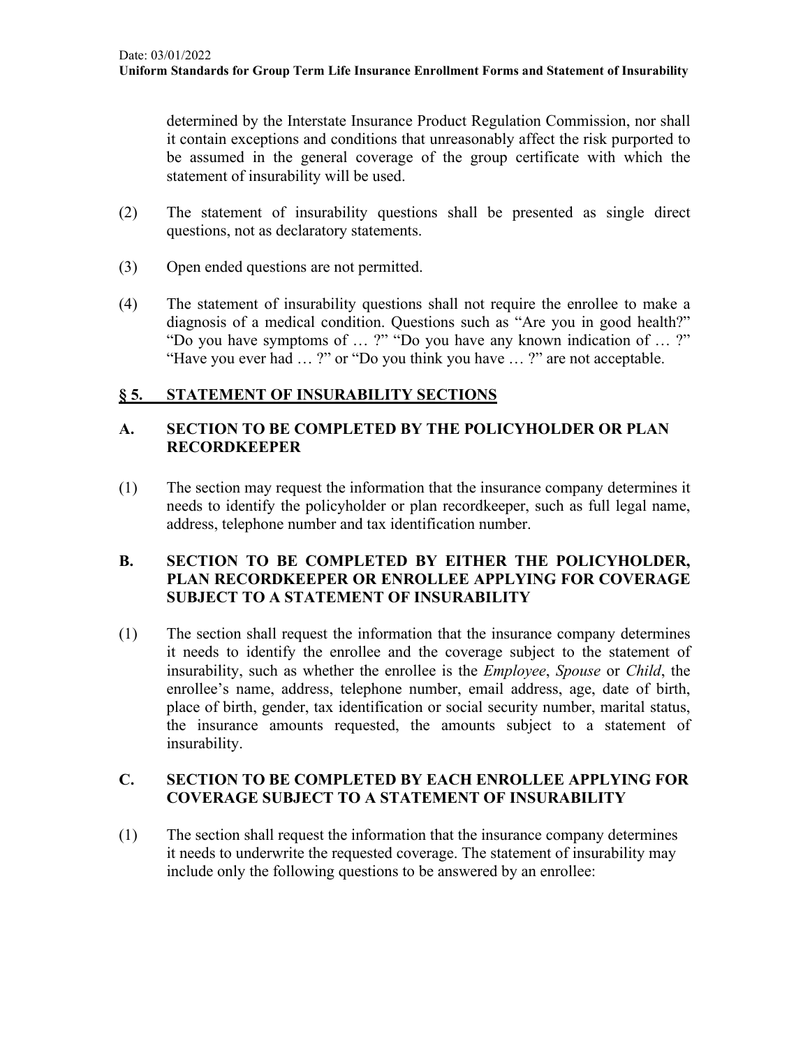determined by the Interstate Insurance Product Regulation Commission, nor shall it contain exceptions and conditions that unreasonably affect the risk purported to be assumed in the general coverage of the group certificate with which the statement of insurability will be used.

(2) The statement of insurability questions shall be presented as single direct questions, not as declaratory statements.

(3) Open ended questions are not permitted.

(4) The statement of insurability questions shall not require the enrollee to make a diagnosis of a medical condition. Questions such as "Are you in good health?" "Do you have symptoms of … ?" "Do you have any known indication of … ?" "Have you ever had … ?" or "Do you think you have … ?" are not acceptable.

## § 5. STATEMENT OF INSURABILITY SECTIONS

### A. SECTION TO BE COMPLETED BY THE POLICYHOLDER OR PLAN RECORDKEEPER

(1) The section may request the information that the insurance company determines it needs to identify the policyholder or plan recordkeeper, such as full legal name, address, telephone number and tax identification number.

### B. SECTION TO BE COMPLETED BY EITHER THE POLICYHOLDER, PLAN RECORDKEEPER OR ENROLLEE APPLYING FOR COVERAGE SUBJECT TO A STATEMENT OF INSURABILITY

(1) The section shall request the information that the insurance company determines it needs to identify the enrollee and the coverage subject to the statement of insurability, such as whether the enrollee is the *Employee*, *Spouse* or *Child*, the enrollee's name, address, telephone number, email address, age, date of birth, place of birth, gender, tax identification or social security number, marital status, the insurance amounts requested, the amounts subject to a statement of insurability.

### C. SECTION TO BE COMPLETED BY EACH ENROLLEE APPLYING FOR COVERAGE SUBJECT TO A STATEMENT OF INSURABILITY

(1) The section shall request the information that the insurance company determines it needs to underwrite the requested coverage. The statement of insurability may include only the following questions to be answered by an enrollee: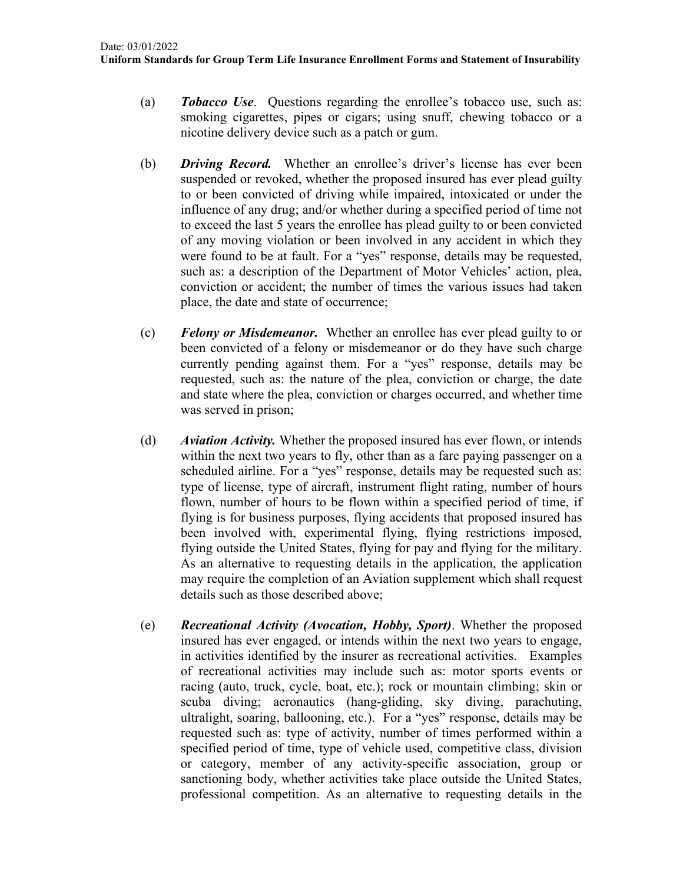(a) ***Tobacco Use***. Questions regarding the enrollee's tobacco use, such as: smoking cigarettes, pipes or cigars; using snuff, chewing tobacco or a nicotine delivery device such as a patch or gum.

(b) ***Driving Record.*** Whether an enrollee's driver's license has ever been suspended or revoked, whether the proposed insured has ever plead guilty to or been convicted of driving while impaired, intoxicated or under the influence of any drug; and/or whether during a specified period of time not to exceed the last 5 years the enrollee has plead guilty to or been convicted of any moving violation or been involved in any accident in which they were found to be at fault. For a "yes" response, details may be requested, such as: a description of the Department of Motor Vehicles' action, plea, conviction or accident; the number of times the various issues had taken place, the date and state of occurrence;

(c) ***Felony or Misdemeanor.*** Whether an enrollee has ever plead guilty to or been convicted of a felony or misdemeanor or do they have such charge currently pending against them. For a "yes" response, details may be requested, such as: the nature of the plea, conviction or charge, the date and state where the plea, conviction or charges occurred, and whether time was served in prison;

(d) ***Aviation Activity.*** Whether the proposed insured has ever flown, or intends within the next two years to fly, other than as a fare paying passenger on a scheduled airline. For a "yes" response, details may be requested such as: type of license, type of aircraft, instrument flight rating, number of hours flown, number of hours to be flown within a specified period of time, if flying is for business purposes, flying accidents that proposed insured has been involved with, experimental flying, flying restrictions imposed, flying outside the United States, flying for pay and flying for the military. As an alternative to requesting details in the application, the application may require the completion of an Aviation supplement which shall request details such as those described above;

(e) ***Recreational Activity (Avocation, Hobby, Sport)***. Whether the proposed insured has ever engaged, or intends within the next two years to engage, in activities identified by the insurer as recreational activities. Examples of recreational activities may include such as: motor sports events or racing (auto, truck, cycle, boat, etc.); rock or mountain climbing; skin or scuba diving; aeronautics (hang-gliding, sky diving, parachuting, ultralight, soaring, ballooning, etc.). For a "yes" response, details may be requested such as: type of activity, number of times performed within a specified period of time, type of vehicle used, competitive class, division or category, member of any activity-specific association, group or sanctioning body, whether activities take place outside the United States, professional competition. As an alternative to requesting details in the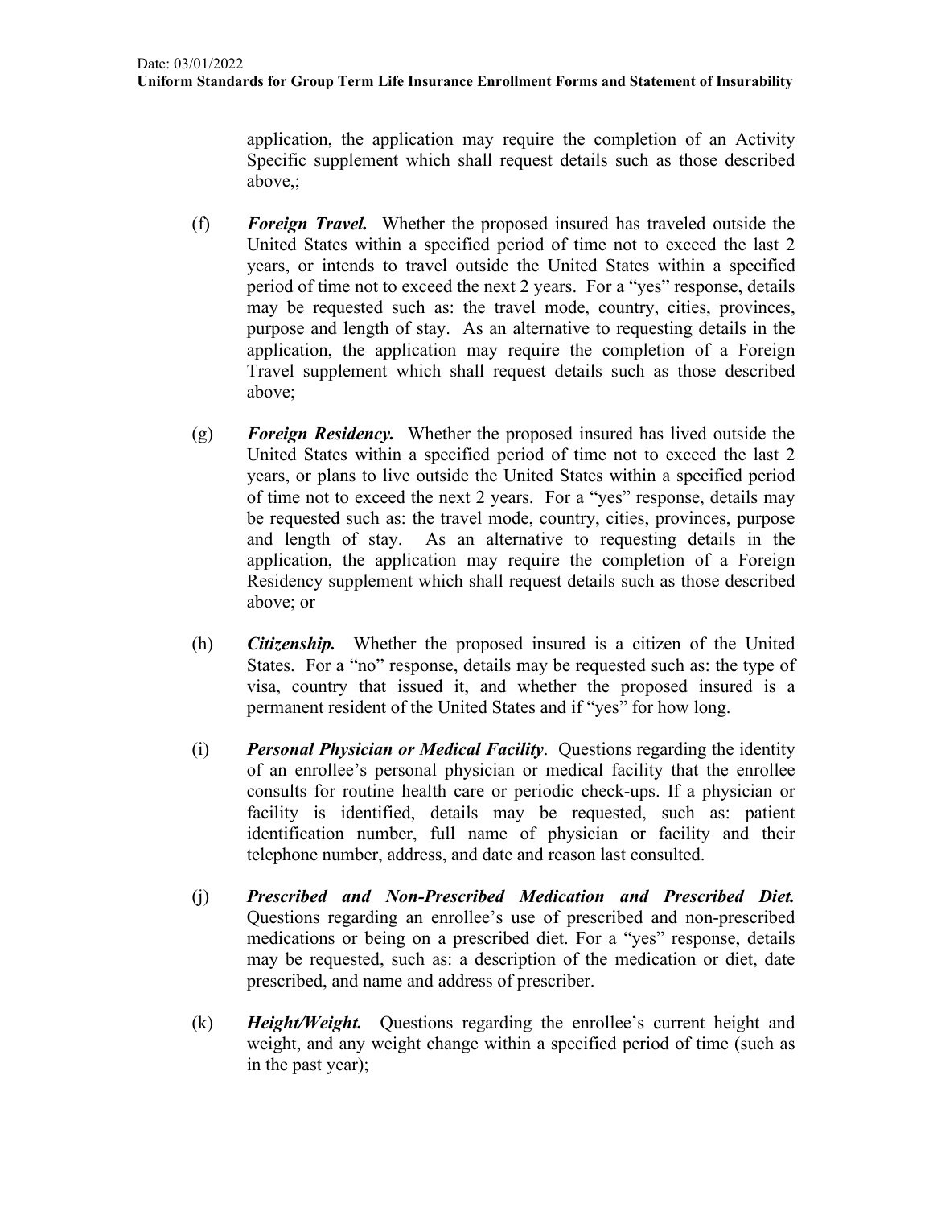application, the application may require the completion of an Activity Specific supplement which shall request details such as those described above,;

(f) ***Foreign Travel.*** Whether the proposed insured has traveled outside the United States within a specified period of time not to exceed the last 2 years, or intends to travel outside the United States within a specified period of time not to exceed the next 2 years. For a "yes" response, details may be requested such as: the travel mode, country, cities, provinces, purpose and length of stay. As an alternative to requesting details in the application, the application may require the completion of a Foreign Travel supplement which shall request details such as those described above;

(g) ***Foreign Residency.*** Whether the proposed insured has lived outside the United States within a specified period of time not to exceed the last 2 years, or plans to live outside the United States within a specified period of time not to exceed the next 2 years. For a "yes" response, details may be requested such as: the travel mode, country, cities, provinces, purpose and length of stay. As an alternative to requesting details in the application, the application may require the completion of a Foreign Residency supplement which shall request details such as those described above; or

(h) ***Citizenship.*** Whether the proposed insured is a citizen of the United States. For a "no" response, details may be requested such as: the type of visa, country that issued it, and whether the proposed insured is a permanent resident of the United States and if "yes" for how long.

(i) ***Personal Physician or Medical Facility***. Questions regarding the identity of an enrollee's personal physician or medical facility that the enrollee consults for routine health care or periodic check-ups. If a physician or facility is identified, details may be requested, such as: patient identification number, full name of physician or facility and their telephone number, address, and date and reason last consulted.

(j) ***Prescribed and Non-Prescribed Medication and Prescribed Diet.*** Questions regarding an enrollee's use of prescribed and non-prescribed medications or being on a prescribed diet. For a "yes" response, details may be requested, such as: a description of the medication or diet, date prescribed, and name and address of prescriber.

(k) ***Height/Weight.*** Questions regarding the enrollee's current height and weight, and any weight change within a specified period of time (such as in the past year);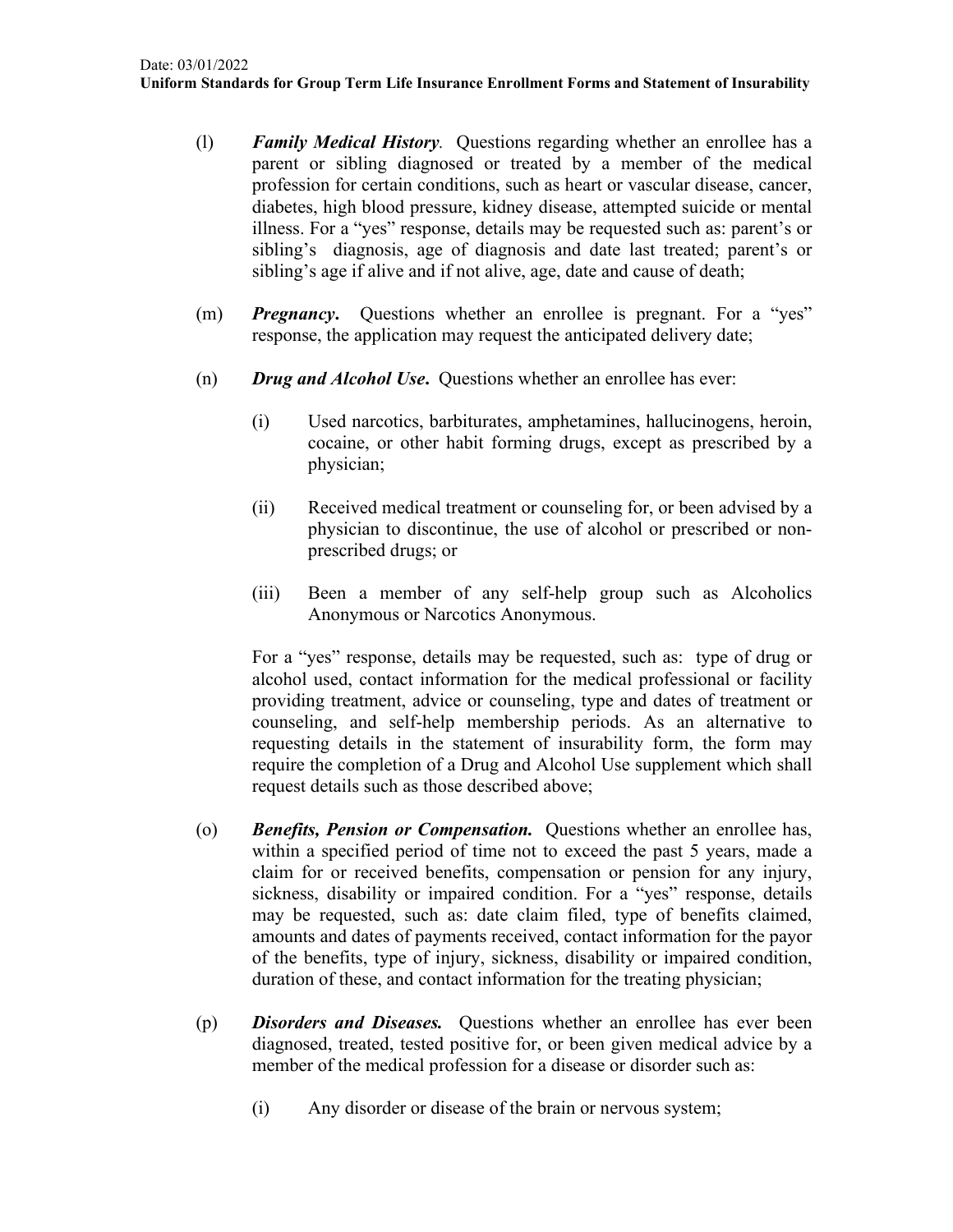(l) ***Family Medical History***. Questions regarding whether an enrollee has a parent or sibling diagnosed or treated by a member of the medical profession for certain conditions, such as heart or vascular disease, cancer, diabetes, high blood pressure, kidney disease, attempted suicide or mental illness. For a "yes" response, details may be requested such as: parent's or sibling's diagnosis, age of diagnosis and date last treated; parent's or sibling's age if alive and if not alive, age, date and cause of death;

(m) ***Pregnancy***. Questions whether an enrollee is pregnant. For a "yes" response, the application may request the anticipated delivery date;

(n) ***Drug and Alcohol Use***. Questions whether an enrollee has ever:

(i) Used narcotics, barbiturates, amphetamines, hallucinogens, heroin, cocaine, or other habit forming drugs, except as prescribed by a physician;

(ii) Received medical treatment or counseling for, or been advised by a physician to discontinue, the use of alcohol or prescribed or non-prescribed drugs; or

(iii) Been a member of any self-help group such as Alcoholics Anonymous or Narcotics Anonymous.

For a "yes" response, details may be requested, such as: type of drug or alcohol used, contact information for the medical professional or facility providing treatment, advice or counseling, type and dates of treatment or counseling, and self-help membership periods. As an alternative to requesting details in the statement of insurability form, the form may require the completion of a Drug and Alcohol Use supplement which shall request details such as those described above;

(o) ***Benefits, Pension or Compensation.*** Questions whether an enrollee has, within a specified period of time not to exceed the past 5 years, made a claim for or received benefits, compensation or pension for any injury, sickness, disability or impaired condition. For a "yes" response, details may be requested, such as: date claim filed, type of benefits claimed, amounts and dates of payments received, contact information for the payor of the benefits, type of injury, sickness, disability or impaired condition, duration of these, and contact information for the treating physician;

(p) ***Disorders and Diseases.*** Questions whether an enrollee has ever been diagnosed, treated, tested positive for, or been given medical advice by a member of the medical profession for a disease or disorder such as:

(i) Any disorder or disease of the brain or nervous system;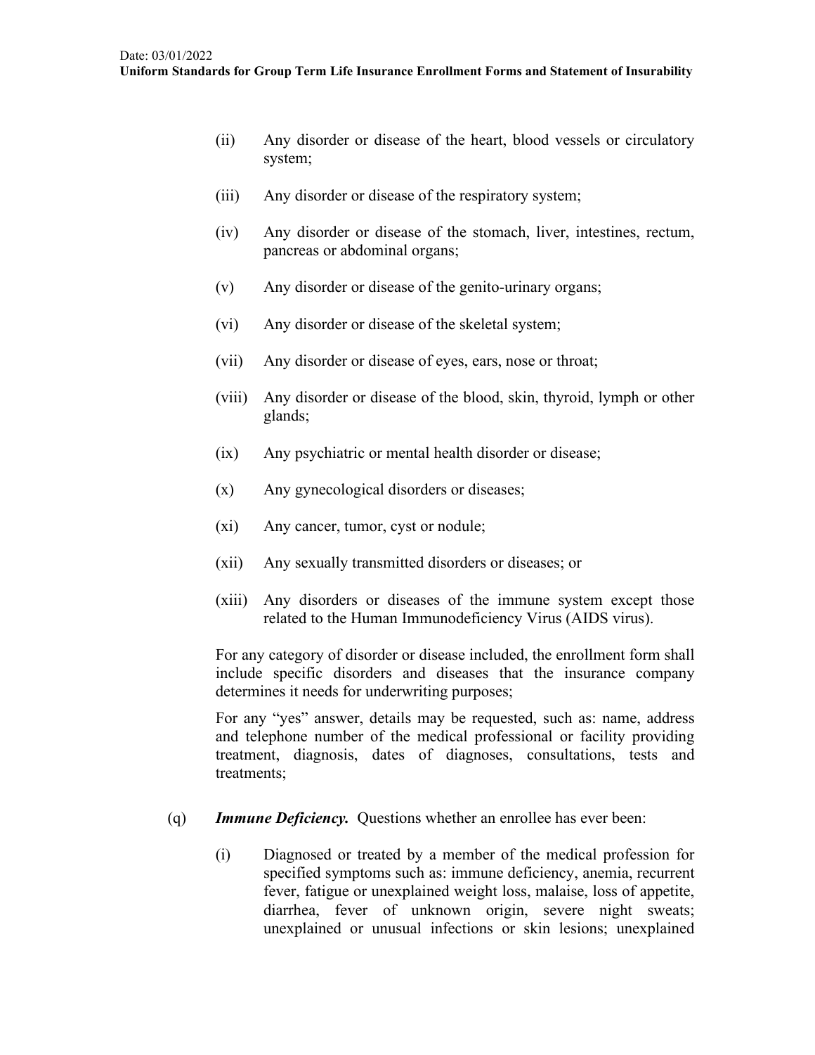(ii) Any disorder or disease of the heart, blood vessels or circulatory system;

(iii) Any disorder or disease of the respiratory system;

(iv) Any disorder or disease of the stomach, liver, intestines, rectum, pancreas or abdominal organs;

(v) Any disorder or disease of the genito-urinary organs;

(vi) Any disorder or disease of the skeletal system;

(vii) Any disorder or disease of eyes, ears, nose or throat;

(viii) Any disorder or disease of the blood, skin, thyroid, lymph or other glands;

(ix) Any psychiatric or mental health disorder or disease;

(x) Any gynecological disorders or diseases;

(xi) Any cancer, tumor, cyst or nodule;

(xii) Any sexually transmitted disorders or diseases; or

(xiii) Any disorders or diseases of the immune system except those related to the Human Immunodeficiency Virus (AIDS virus).

For any category of disorder or disease included, the enrollment form shall include specific disorders and diseases that the insurance company determines it needs for underwriting purposes;

For any "yes" answer, details may be requested, such as: name, address and telephone number of the medical professional or facility providing treatment, diagnosis, dates of diagnoses, consultations, tests and treatments;

(q) ***Immune Deficiency.*** Questions whether an enrollee has ever been:

(i) Diagnosed or treated by a member of the medical profession for specified symptoms such as: immune deficiency, anemia, recurrent fever, fatigue or unexplained weight loss, malaise, loss of appetite, diarrhea, fever of unknown origin, severe night sweats; unexplained or unusual infections or skin lesions; unexplained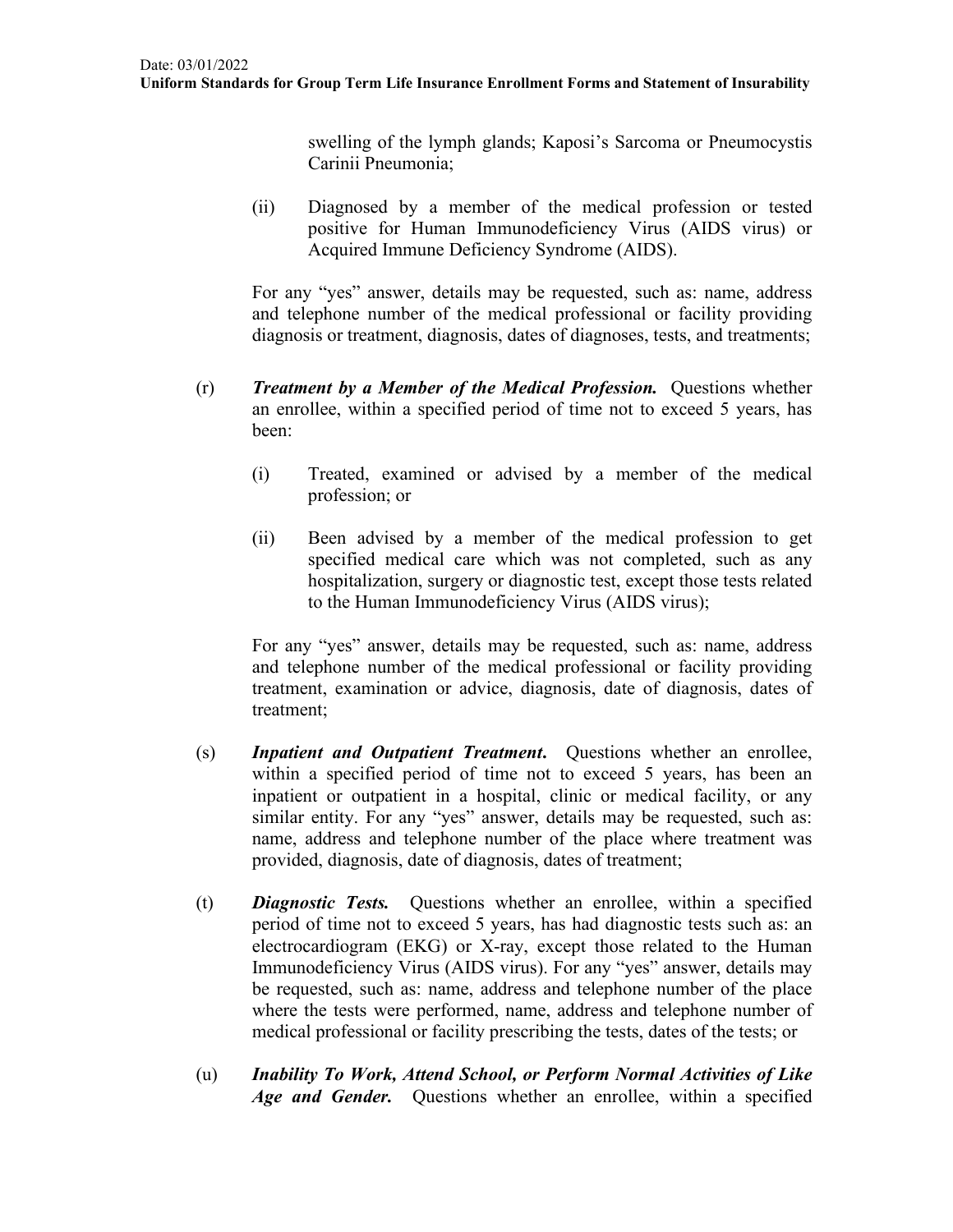swelling of the lymph glands; Kaposi's Sarcoma or Pneumocystis Carinii Pneumonia;

(ii) Diagnosed by a member of the medical profession or tested positive for Human Immunodeficiency Virus (AIDS virus) or Acquired Immune Deficiency Syndrome (AIDS).

For any "yes" answer, details may be requested, such as: name, address and telephone number of the medical professional or facility providing diagnosis or treatment, diagnosis, dates of diagnoses, tests, and treatments;

(r) ***Treatment by a Member of the Medical Profession.*** Questions whether an enrollee, within a specified period of time not to exceed 5 years, has been:

(i) Treated, examined or advised by a member of the medical profession; or

(ii) Been advised by a member of the medical profession to get specified medical care which was not completed, such as any hospitalization, surgery or diagnostic test, except those tests related to the Human Immunodeficiency Virus (AIDS virus);

For any "yes" answer, details may be requested, such as: name, address and telephone number of the medical professional or facility providing treatment, examination or advice, diagnosis, date of diagnosis, dates of treatment;

(s) ***Inpatient and Outpatient Treatment.*** Questions whether an enrollee, within a specified period of time not to exceed 5 years, has been an inpatient or outpatient in a hospital, clinic or medical facility, or any similar entity. For any "yes" answer, details may be requested, such as: name, address and telephone number of the place where treatment was provided, diagnosis, date of diagnosis, dates of treatment;

(t) ***Diagnostic Tests.*** Questions whether an enrollee, within a specified period of time not to exceed 5 years, has had diagnostic tests such as: an electrocardiogram (EKG) or X-ray, except those related to the Human Immunodeficiency Virus (AIDS virus). For any "yes" answer, details may be requested, such as: name, address and telephone number of the place where the tests were performed, name, address and telephone number of medical professional or facility prescribing the tests, dates of the tests; or

(u) ***Inability To Work, Attend School, or Perform Normal Activities of Like Age and Gender.*** Questions whether an enrollee, within a specified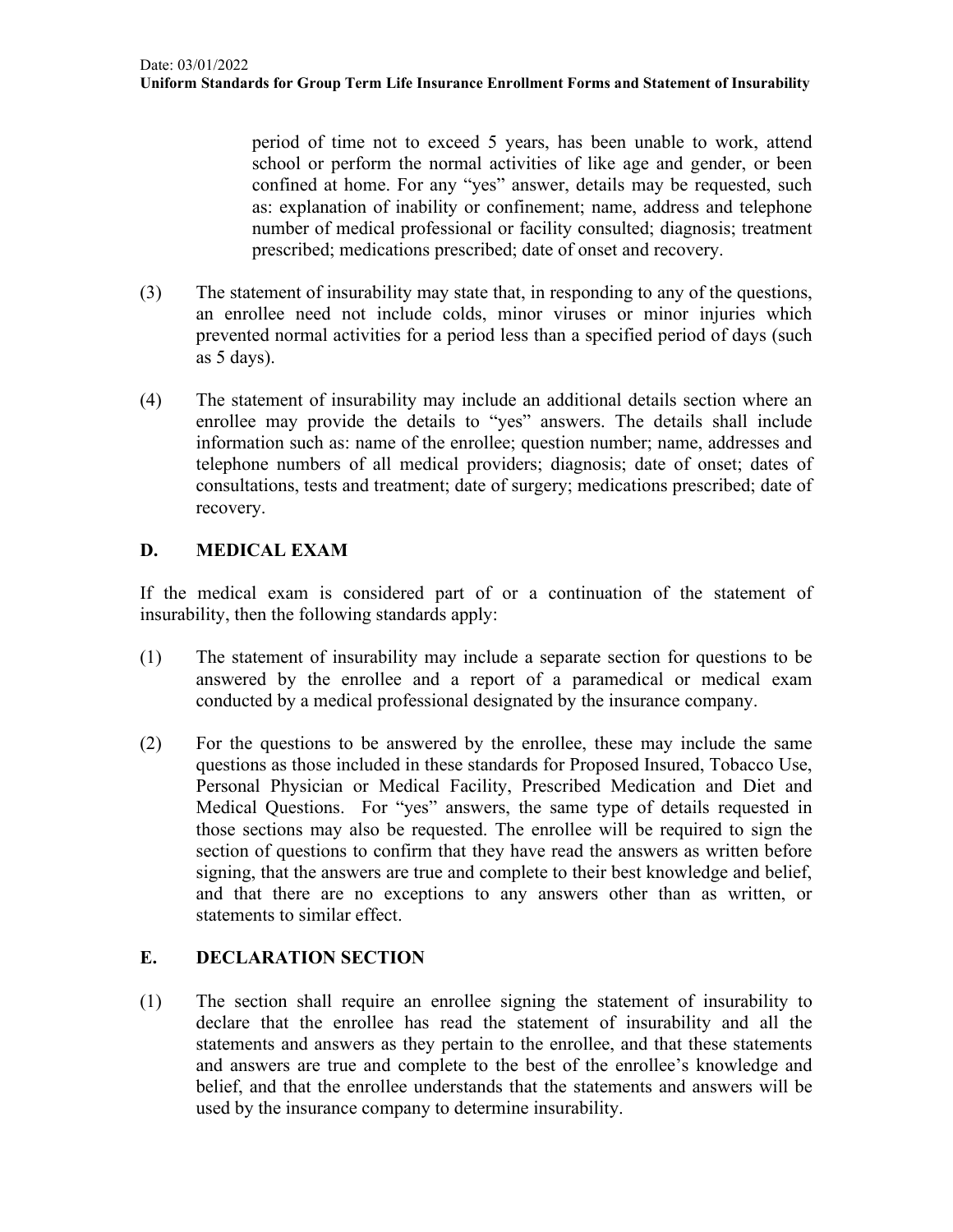period of time not to exceed 5 years, has been unable to work, attend school or perform the normal activities of like age and gender, or been confined at home. For any "yes" answer, details may be requested, such as: explanation of inability or confinement; name, address and telephone number of medical professional or facility consulted; diagnosis; treatment prescribed; medications prescribed; date of onset and recovery.

(3) The statement of insurability may state that, in responding to any of the questions, an enrollee need not include colds, minor viruses or minor injuries which prevented normal activities for a period less than a specified period of days (such as 5 days).

(4) The statement of insurability may include an additional details section where an enrollee may provide the details to "yes" answers. The details shall include information such as: name of the enrollee; question number; name, addresses and telephone numbers of all medical providers; diagnosis; date of onset; dates of consultations, tests and treatment; date of surgery; medications prescribed; date of recovery.

## D. MEDICAL EXAM

If the medical exam is considered part of or a continuation of the statement of insurability, then the following standards apply:

(1) The statement of insurability may include a separate section for questions to be answered by the enrollee and a report of a paramedical or medical exam conducted by a medical professional designated by the insurance company.

(2) For the questions to be answered by the enrollee, these may include the same questions as those included in these standards for Proposed Insured, Tobacco Use, Personal Physician or Medical Facility, Prescribed Medication and Diet and Medical Questions. For "yes" answers, the same type of details requested in those sections may also be requested. The enrollee will be required to sign the section of questions to confirm that they have read the answers as written before signing, that the answers are true and complete to their best knowledge and belief, and that there are no exceptions to any answers other than as written, or statements to similar effect.

## E. DECLARATION SECTION

(1) The section shall require an enrollee signing the statement of insurability to declare that the enrollee has read the statement of insurability and all the statements and answers as they pertain to the enrollee, and that these statements and answers are true and complete to the best of the enrollee's knowledge and belief, and that the enrollee understands that the statements and answers will be used by the insurance company to determine insurability.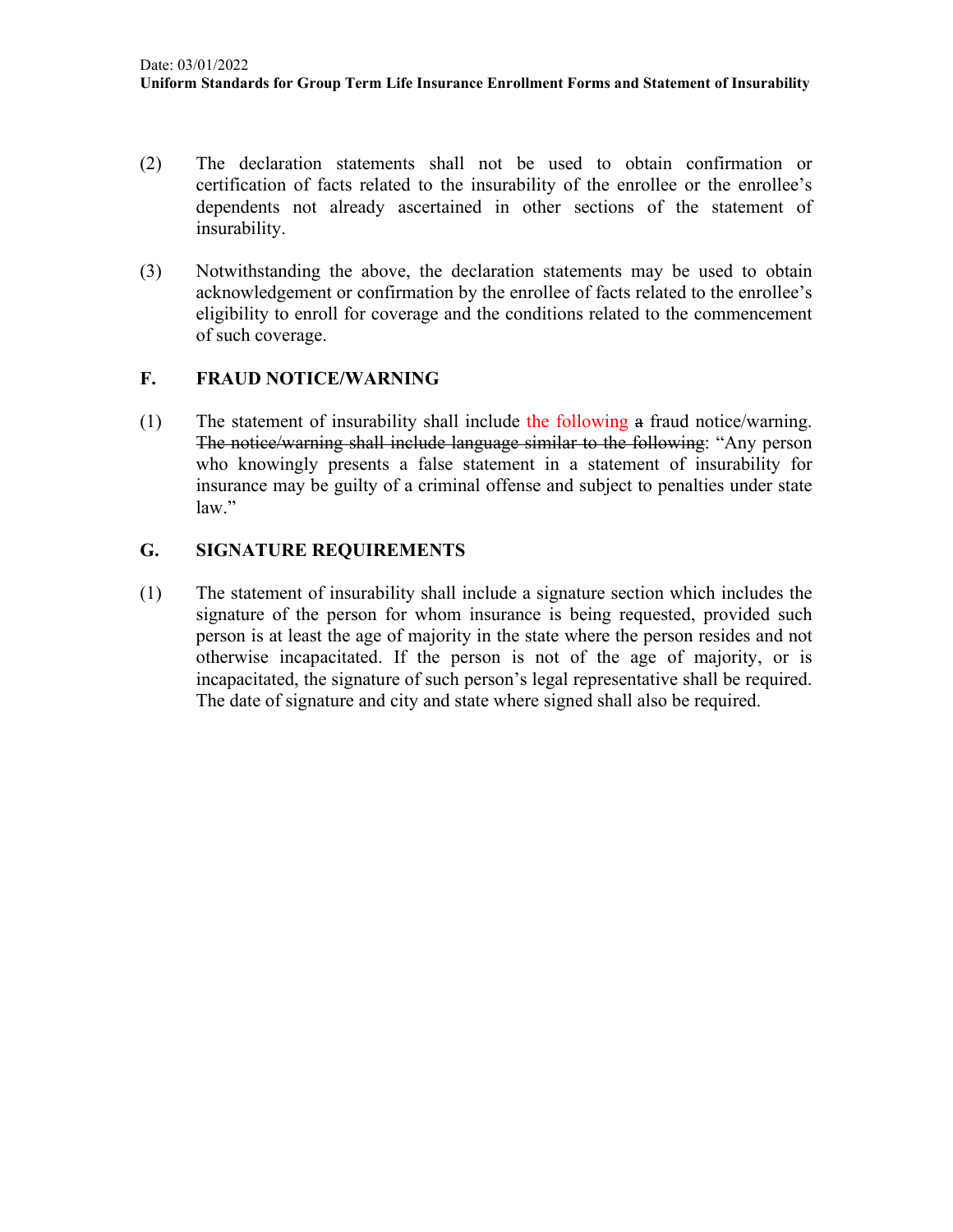(2) The declaration statements shall not be used to obtain confirmation or certification of facts related to the insurability of the enrollee or the enrollee's dependents not already ascertained in other sections of the statement of insurability.

(3) Notwithstanding the above, the declaration statements may be used to obtain acknowledgement or confirmation by the enrollee of facts related to the enrollee's eligibility to enroll for coverage and the conditions related to the commencement of such coverage.

## F. FRAUD NOTICE/WARNING

(1) The statement of insurability shall include the following ~~a~~ fraud notice/warning. ~~The notice/warning shall include language similar to the following~~: "Any person who knowingly presents a false statement in a statement of insurability for insurance may be guilty of a criminal offense and subject to penalties under state law."

## G. SIGNATURE REQUIREMENTS

(1) The statement of insurability shall include a signature section which includes the signature of the person for whom insurance is being requested, provided such person is at least the age of majority in the state where the person resides and not otherwise incapacitated. If the person is not of the age of majority, or is incapacitated, the signature of such person's legal representative shall be required. The date of signature and city and state where signed shall also be required.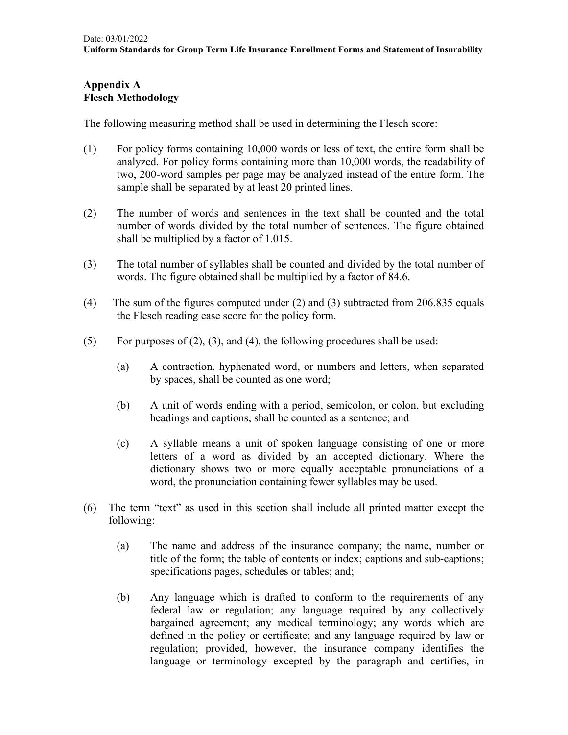## Appendix A
## Flesch Methodology

The following measuring method shall be used in determining the Flesch score:

(1) For policy forms containing 10,000 words or less of text, the entire form shall be analyzed. For policy forms containing more than 10,000 words, the readability of two, 200-word samples per page may be analyzed instead of the entire form. The sample shall be separated by at least 20 printed lines.

(2) The number of words and sentences in the text shall be counted and the total number of words divided by the total number of sentences. The figure obtained shall be multiplied by a factor of 1.015.

(3) The total number of syllables shall be counted and divided by the total number of words. The figure obtained shall be multiplied by a factor of 84.6.

(4) The sum of the figures computed under (2) and (3) subtracted from 206.835 equals the Flesch reading ease score for the policy form.

(5) For purposes of (2), (3), and (4), the following procedures shall be used:

(a) A contraction, hyphenated word, or numbers and letters, when separated by spaces, shall be counted as one word;

(b) A unit of words ending with a period, semicolon, or colon, but excluding headings and captions, shall be counted as a sentence; and

(c) A syllable means a unit of spoken language consisting of one or more letters of a word as divided by an accepted dictionary. Where the dictionary shows two or more equally acceptable pronunciations of a word, the pronunciation containing fewer syllables may be used.

(6) The term "text" as used in this section shall include all printed matter except the following:

(a) The name and address of the insurance company; the name, number or title of the form; the table of contents or index; captions and sub-captions; specifications pages, schedules or tables; and;

(b) Any language which is drafted to conform to the requirements of any federal law or regulation; any language required by any collectively bargained agreement; any medical terminology; any words which are defined in the policy or certificate; and any language required by law or regulation; provided, however, the insurance company identifies the language or terminology excepted by the paragraph and certifies, in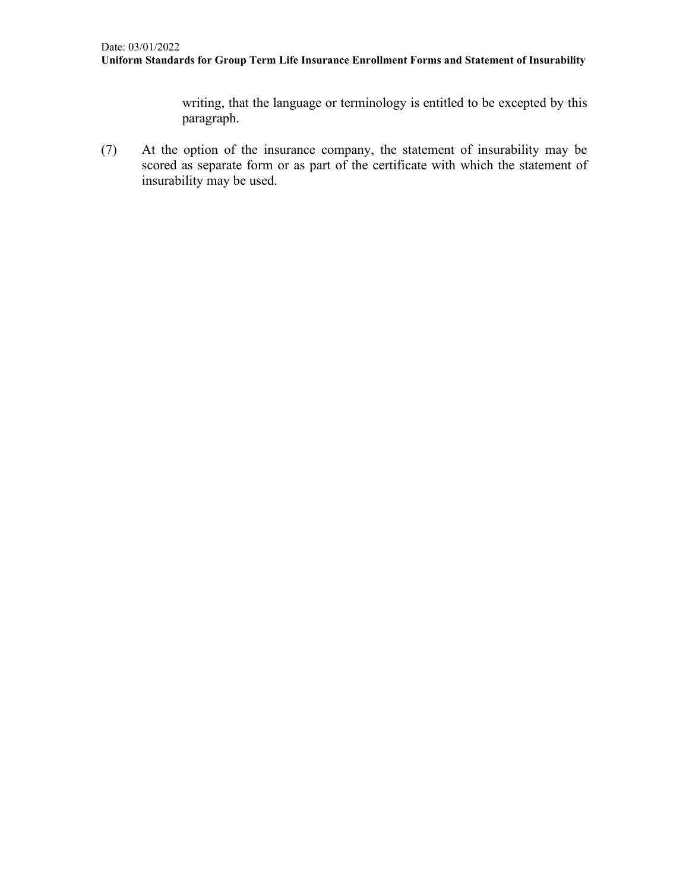writing, that the language or terminology is entitled to be excepted by this paragraph.

(7) At the option of the insurance company, the statement of insurability may be scored as separate form or as part of the certificate with which the statement of insurability may be used.